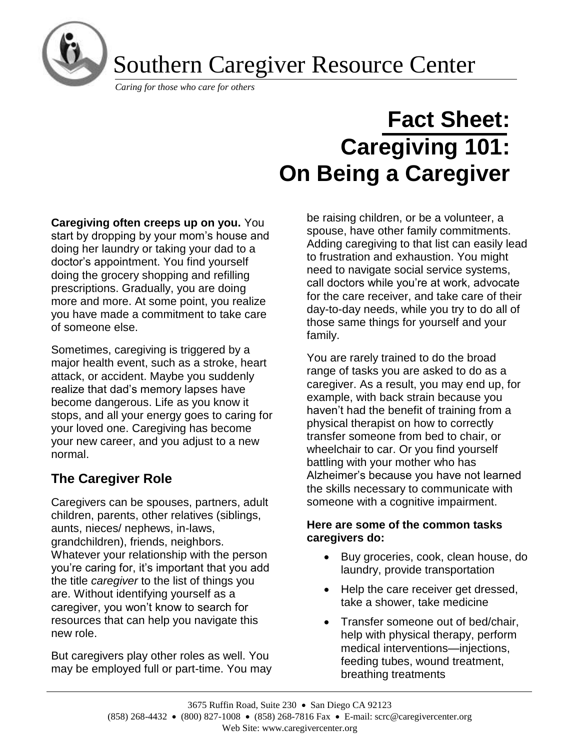# Southern Caregiver Resource Center

*Caring for those who care for others*

# Fact Sheet: Caregiving 101: On Being a Caregiver

**Caregiving often creeps up on you.** You start by dropping by your mom's house and doing her laundry or taking your dad to a doctor's appointment. You find yourself doing the grocery shopping and refilling prescriptions. Gradually, you are doing more and more. At some point, you realize you have made a commitment to take care of someone else.

Sometimes, caregiving is triggered by a major health event, such as a stroke, heart attack, or accident. Maybe you suddenly realize that dad's memory lapses have become dangerous. Life as you know it stops, and all your energy goes to caring for your loved one. Caregiving has become your new career, and you adjust to a new normal.

## The Caregiver Role

Caregivers can be spouses, partners, adult children, parents, other relatives (siblings, aunts, nieces/ nephews, in-laws, grandchildren), friends, neighbors. Whatever your relationship with the person you're caring for, it's important that you add the title *caregiver* to the list of things you are. Without identifying yourself as a caregiver, you won't know to search for resources that can help you navigate this new role.

But caregivers play other roles as well. You may be employed full or part-time. You may be raising children, or be a volunteer, a spouse, have other family commitments. Adding caregiving to that list can easily lead to frustration and exhaustion. You might need to navigate social service systems, call doctors while you're at work, advocate for the care receiver, and take care of their day-to-day needs, while you try to do all of those same things for yourself and your family.

You are rarely trained to do the broad range of tasks you are asked to do as a caregiver. As a result, you may end up, for example, with back strain because you haven't had the benefit of training from a physical therapist on how to correctly transfer someone from bed to chair, or wheelchair to car. Or you find yourself battling with your mother who has Alzheimer's because you have not learned the skills necessary to communicate with someone with a cognitive impairment.

**Here are some of the common tasks caregivers do:**

- Buy groceries, cook, clean house, do laundry, provide transportation
- Help the care receiver get dressed, take a shower, take medicine
- Transfer someone out of bed/chair, help with physical therapy, perform medical interventions—injections, feeding tubes, wound treatment, breathing treatments

3675 Ruffin Road, Suite 230 • San Diego CA 92123
(858) 268-4432 • (800) 827-1008 • (858) 268-7816 Fax • E-mail: scrc@caregivercenter.org
Web Site: www.caregivercenter.org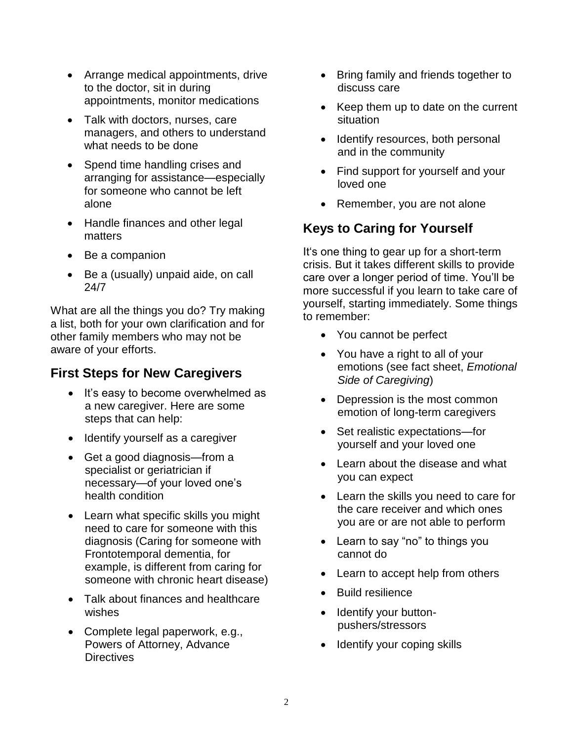- Arrange medical appointments, drive to the doctor, sit in during appointments, monitor medications
- Talk with doctors, nurses, care managers, and others to understand what needs to be done
- Spend time handling crises and arranging for assistance—especially for someone who cannot be left alone
- Handle finances and other legal matters
- Be a companion
- Be a (usually) unpaid aide, on call 24/7

What are all the things you do? Try making a list, both for your own clarification and for other family members who may not be aware of your efforts.

## First Steps for New Caregivers

- It's easy to become overwhelmed as a new caregiver. Here are some steps that can help:
- Identify yourself as a caregiver
- Get a good diagnosis—from a specialist or geriatrician if necessary—of your loved one's health condition
- Learn what specific skills you might need to care for someone with this diagnosis (Caring for someone with Frontotemporal dementia, for example, is different from caring for someone with chronic heart disease)
- Talk about finances and healthcare wishes
- Complete legal paperwork, e.g., Powers of Attorney, Advance Directives
- Bring family and friends together to discuss care
- Keep them up to date on the current situation
- Identify resources, both personal and in the community
- Find support for yourself and your loved one
- Remember, you are not alone

## Keys to Caring for Yourself

It's one thing to gear up for a short-term crisis. But it takes different skills to provide care over a longer period of time. You'll be more successful if you learn to take care of yourself, starting immediately. Some things to remember:

- You cannot be perfect
- You have a right to all of your emotions (see fact sheet, *Emotional Side of Caregiving*)
- Depression is the most common emotion of long-term caregivers
- Set realistic expectations—for yourself and your loved one
- Learn about the disease and what you can expect
- Learn the skills you need to care for the care receiver and which ones you are or are not able to perform
- Learn to say "no" to things you cannot do
- Learn to accept help from others
- Build resilience
- Identify your button-pushers/stressors
- Identify your coping skills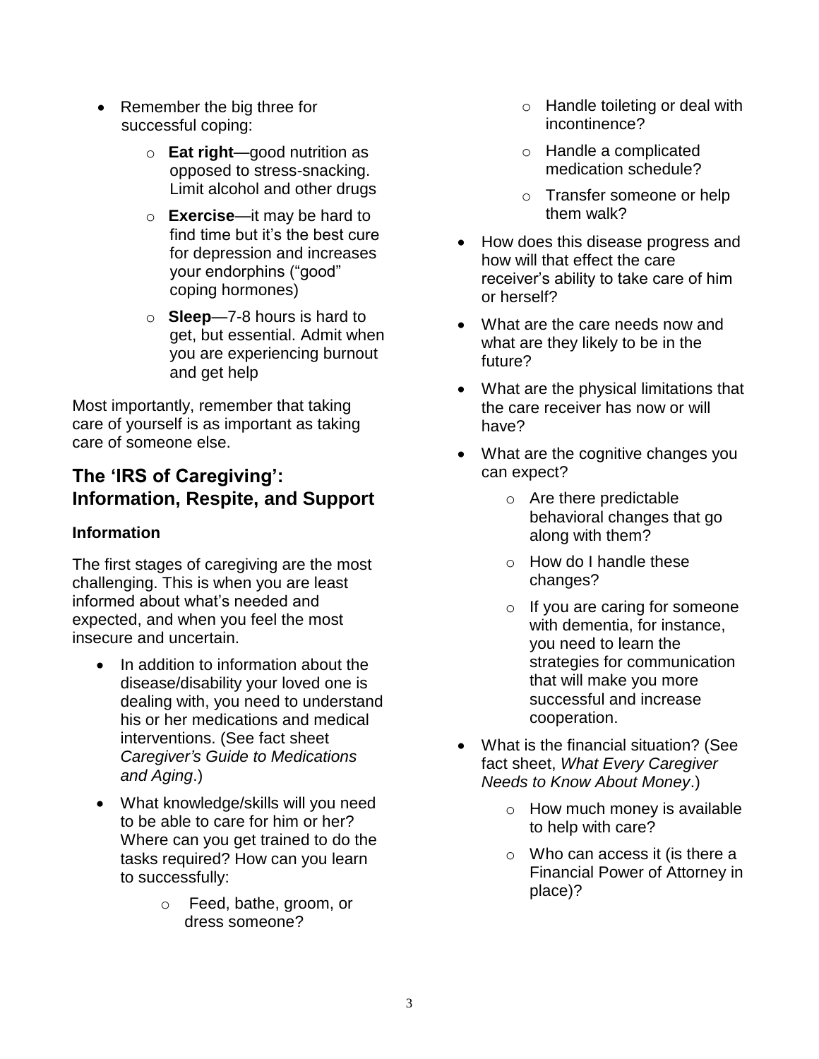- Remember the big three for successful coping:
    - **Eat right**—good nutrition as opposed to stress-snacking. Limit alcohol and other drugs
    - **Exercise**—it may be hard to find time but it's the best cure for depression and increases your endorphins ("good" coping hormones)
    - **Sleep**—7-8 hours is hard to get, but essential. Admit when you are experiencing burnout and get help

Most importantly, remember that taking care of yourself is as important as taking care of someone else.

## The 'IRS of Caregiving': Information, Respite, and Support

### Information

The first stages of caregiving are the most challenging. This is when you are least informed about what's needed and expected, and when you feel the most insecure and uncertain.

- In addition to information about the disease/disability your loved one is dealing with, you need to understand his or her medications and medical interventions. (See fact sheet *Caregiver's Guide to Medications and Aging*.)
- What knowledge/skills will you need to be able to care for him or her? Where can you get trained to do the tasks required? How can you learn to successfully:
    - Feed, bathe, groom, or dress someone?
    - Handle toileting or deal with incontinence?
    - Handle a complicated medication schedule?
    - Transfer someone or help them walk?
- How does this disease progress and how will that effect the care receiver's ability to take care of him or herself?
- What are the care needs now and what are they likely to be in the future?
- What are the physical limitations that the care receiver has now or will have?
- What are the cognitive changes you can expect?
    - Are there predictable behavioral changes that go along with them?
    - How do I handle these changes?
    - If you are caring for someone with dementia, for instance, you need to learn the strategies for communication that will make you more successful and increase cooperation.
- What is the financial situation? (See fact sheet, *What Every Caregiver Needs to Know About Money*.)
    - How much money is available to help with care?
    - Who can access it (is there a Financial Power of Attorney in place)?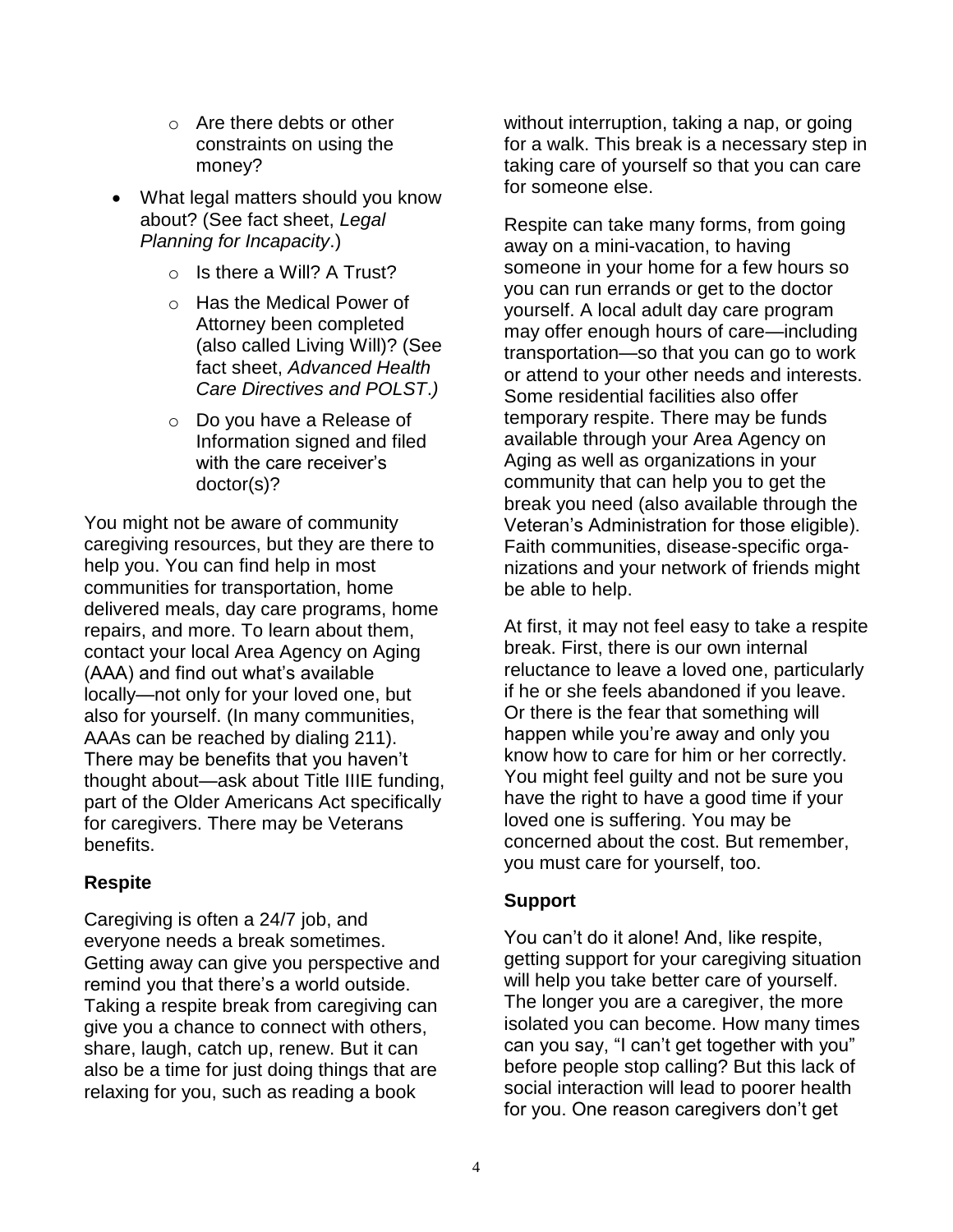- Are there debts or other constraints on using the money?
- What legal matters should you know about? (See fact sheet, *Legal Planning for Incapacity*.)
  - Is there a Will? A Trust?
  - Has the Medical Power of Attorney been completed (also called Living Will)? (See fact sheet, *Advanced Health Care Directives and POLST.)*
  - Do you have a Release of Information signed and filed with the care receiver's doctor(s)?

You might not be aware of community caregiving resources, but they are there to help you. You can find help in most communities for transportation, home delivered meals, day care programs, home repairs, and more. To learn about them, contact your local Area Agency on Aging (AAA) and find out what's available locally—not only for your loved one, but also for yourself. (In many communities, AAAs can be reached by dialing 211). There may be benefits that you haven't thought about—ask about Title IIIE funding, part of the Older Americans Act specifically for caregivers. There may be Veterans benefits.

**Respite**

Caregiving is often a 24/7 job, and everyone needs a break sometimes. Getting away can give you perspective and remind you that there's a world outside. Taking a respite break from caregiving can give you a chance to connect with others, share, laugh, catch up, renew. But it can also be a time for just doing things that are relaxing for you, such as reading a book without interruption, taking a nap, or going for a walk. This break is a necessary step in taking care of yourself so that you can care for someone else.

Respite can take many forms, from going away on a mini-vacation, to having someone in your home for a few hours so you can run errands or get to the doctor yourself. A local adult day care program may offer enough hours of care—including transportation—so that you can go to work or attend to your other needs and interests. Some residential facilities also offer temporary respite. There may be funds available through your Area Agency on Aging as well as organizations in your community that can help you to get the break you need (also available through the Veteran's Administration for those eligible). Faith communities, disease-specific organizations and your network of friends might be able to help.

At first, it may not feel easy to take a respite break. First, there is our own internal reluctance to leave a loved one, particularly if he or she feels abandoned if you leave. Or there is the fear that something will happen while you're away and only you know how to care for him or her correctly. You might feel guilty and not be sure you have the right to have a good time if your loved one is suffering. You may be concerned about the cost. But remember, you must care for yourself, too.

**Support**

You can't do it alone! And, like respite, getting support for your caregiving situation will help you take better care of yourself. The longer you are a caregiver, the more isolated you can become. How many times can you say, "I can't get together with you" before people stop calling? But this lack of social interaction will lead to poorer health for you. One reason caregivers don't get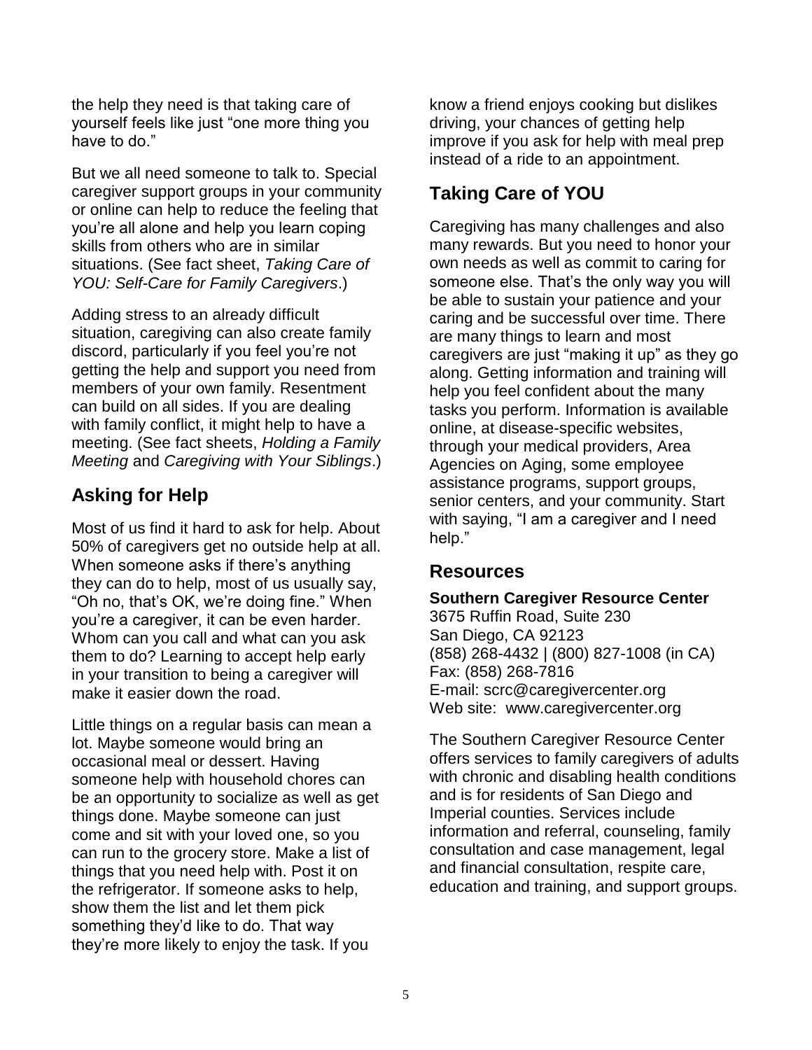the help they need is that taking care of yourself feels like just "one more thing you have to do."

But we all need someone to talk to. Special caregiver support groups in your community or online can help to reduce the feeling that you're all alone and help you learn coping skills from others who are in similar situations. (See fact sheet, *Taking Care of YOU: Self-Care for Family Caregivers*.)

Adding stress to an already difficult situation, caregiving can also create family discord, particularly if you feel you're not getting the help and support you need from members of your own family. Resentment can build on all sides. If you are dealing with family conflict, it might help to have a meeting. (See fact sheets, *Holding a Family Meeting* and *Caregiving with Your Siblings*.)

## Asking for Help

Most of us find it hard to ask for help. About 50% of caregivers get no outside help at all. When someone asks if there's anything they can do to help, most of us usually say, "Oh no, that's OK, we're doing fine." When you're a caregiver, it can be even harder. Whom can you call and what can you ask them to do? Learning to accept help early in your transition to being a caregiver will make it easier down the road.

Little things on a regular basis can mean a lot. Maybe someone would bring an occasional meal or dessert. Having someone help with household chores can be an opportunity to socialize as well as get things done. Maybe someone can just come and sit with your loved one, so you can run to the grocery store. Make a list of things that you need help with. Post it on the refrigerator. If someone asks to help, show them the list and let them pick something they'd like to do. That way they're more likely to enjoy the task. If you know a friend enjoys cooking but dislikes driving, your chances of getting help improve if you ask for help with meal prep instead of a ride to an appointment.

## Taking Care of YOU

Caregiving has many challenges and also many rewards. But you need to honor your own needs as well as commit to caring for someone else. That's the only way you will be able to sustain your patience and your caring and be successful over time. There are many things to learn and most caregivers are just "making it up" as they go along. Getting information and training will help you feel confident about the many tasks you perform. Information is available online, at disease-specific websites, through your medical providers, Area Agencies on Aging, some employee assistance programs, support groups, senior centers, and your community. Start with saying, "I am a caregiver and I need help."

## Resources

**Southern Caregiver Resource Center**
3675 Ruffin Road, Suite 230
San Diego, CA 92123
(858) 268-4432 | (800) 827-1008 (in CA)
Fax: (858) 268-7816
E-mail: scrc@caregivercenter.org
Web site: www.caregivercenter.org

The Southern Caregiver Resource Center offers services to family caregivers of adults with chronic and disabling health conditions and is for residents of San Diego and Imperial counties. Services include information and referral, counseling, family consultation and case management, legal and financial consultation, respite care, education and training, and support groups.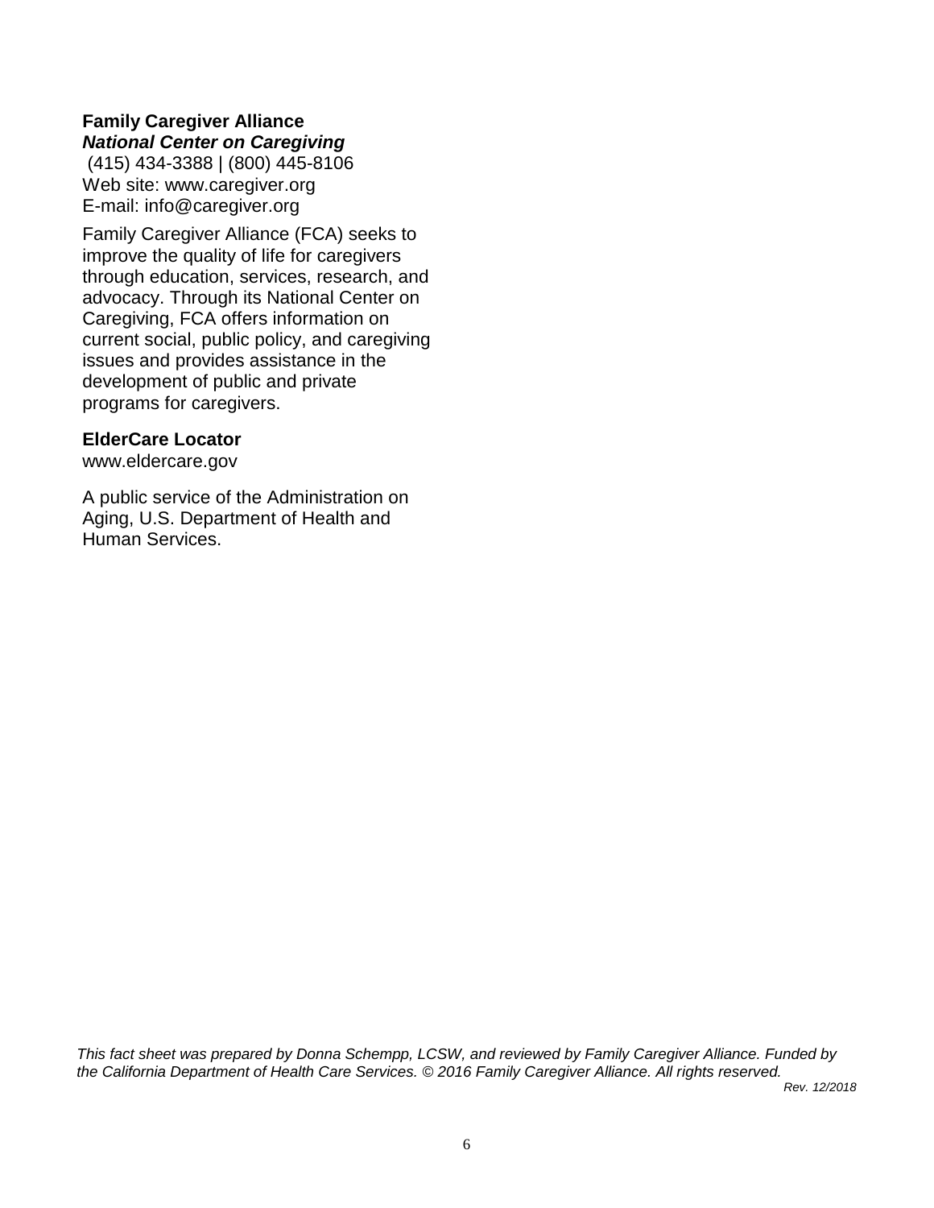**Family Caregiver Alliance**
***National Center on Caregiving***
(415) 434-3388 | (800) 445-8106
Web site: www.caregiver.org
E-mail: info@caregiver.org

Family Caregiver Alliance (FCA) seeks to improve the quality of life for caregivers through education, services, research, and advocacy. Through its National Center on Caregiving, FCA offers information on current social, public policy, and caregiving issues and provides assistance in the development of public and private programs for caregivers.

**ElderCare Locator**
www.eldercare.gov

A public service of the Administration on Aging, U.S. Department of Health and Human Services.

*This fact sheet was prepared by Donna Schempp, LCSW, and reviewed by Family Caregiver Alliance. Funded by the California Department of Health Care Services. © 2016 Family Caregiver Alliance. All rights reserved.*

*Rev. 12/2018*